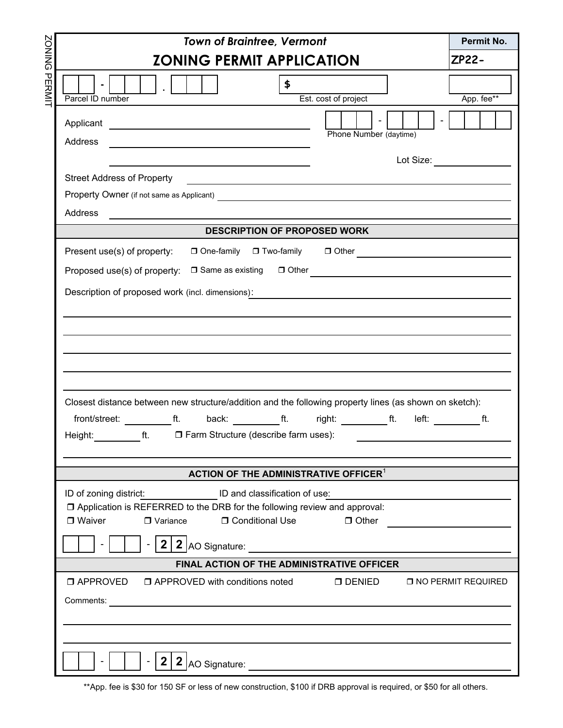ZONING PERMIT

*Town of Braintree, Vermont*

# ZONING PERMIT APPLICATION

**Permit No.** ZP22-

Parcel ID number: ___ - ___ . ___  Est. cost of project: $ ______  App. fee**: ______

Applicant ______________________  Phone Number (daytime) ___ - ___ - ____

Address ______________________

______________________  Lot Size: ______

Street Address of Property ______________________

Property Owner (if not same as Applicant) ______________________

Address ______________________

## DESCRIPTION OF PROPOSED WORK

Present use(s) of property: ❒ One-family ❒ Two-family ❒ Other ______

Proposed use(s) of property: ❒ Same as existing ❒ Other ______

Description of proposed work (incl. dimensions): ______________________

______________________

______________________

______________________

______________________

______________________

Closest distance between new structure/addition and the following property lines (as shown on sketch):

front/street: ______ ft. back: ______ ft. right: ______ ft. left: ______ ft.

Height: ______ ft. ❒ Farm Structure (describe farm uses): ______________________

______________________

## ACTION OF THE ADMINISTRATIVE OFFICER[1]

ID of zoning district: ______ ID and classification of use: ______

❒ Application is REFERRED to the DRB for the following review and approval:

❒ Waiver ❒ Variance ❒ Conditional Use ❒ Other ______

___ - ___ - 22 AO Signature: ______________________

## FINAL ACTION OF THE ADMINISTRATIVE OFFICER

❒ APPROVED ❒ APPROVED with conditions noted ❒ DENIED ❒ NO PERMIT REQUIRED

Comments: ______________________

______________________

______________________

___ - ___ - 22 AO Signature: ______________________

**App. fee is $30 for 150 SF or less of new construction, $100 if DRB approval is required, or $50 for all others.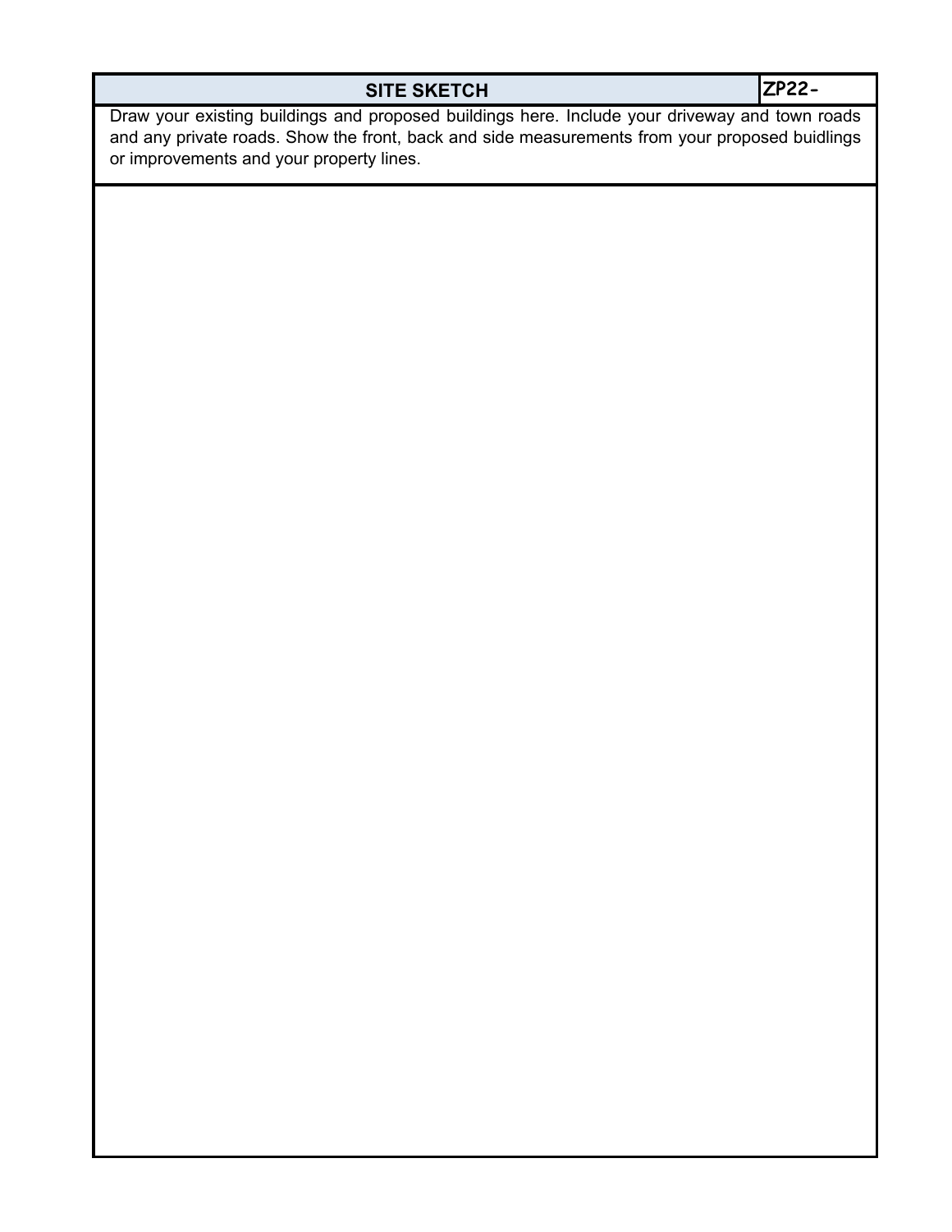| SITE SKETCH | ZP22- |
| --- | --- |

Draw your existing buildings and proposed buildings here. Include your driveway and town roads and any private roads. Show the front, back and side measurements from your proposed buidlings or improvements and your property lines.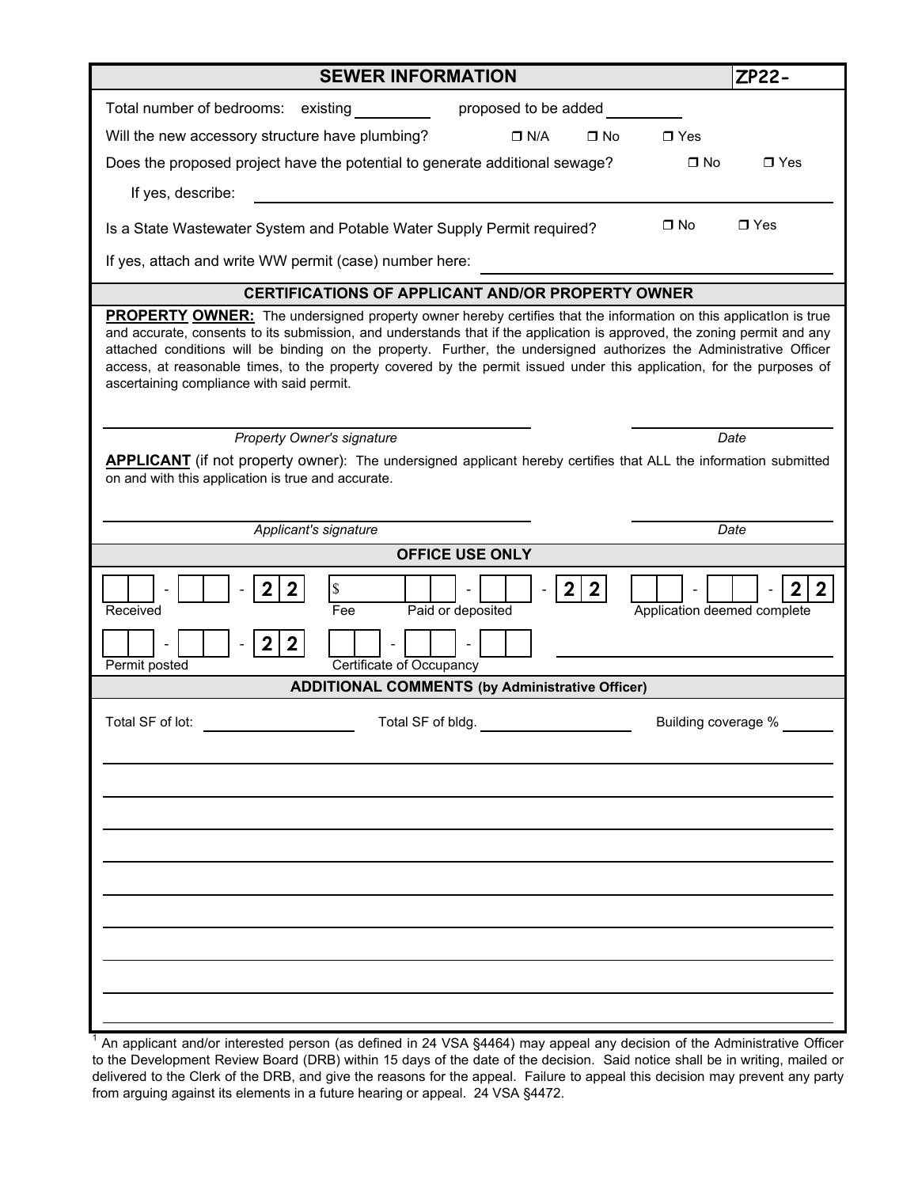## SEWER INFORMATION

ZP22-

Total number of bedrooms: existing \_\_\_\_\_\_\_\_\_\_ proposed to be added \_\_\_\_\_\_\_\_\_\_

Will the new accessory structure have plumbing? ❒ N/A ❒ No ❒ Yes

Does the proposed project have the potential to generate additional sewage? ❒ No ❒ Yes

If yes, describe: \_\_\_\_\_\_\_\_\_\_\_\_\_\_\_\_\_\_\_\_\_\_\_\_\_\_\_\_\_\_\_\_\_\_\_\_\_\_\_\_

Is a State Wastewater System and Potable Water Supply Permit required? ❒ No ❒ Yes

If yes, attach and write WW permit (case) number here: \_\_\_\_\_\_\_\_\_\_\_\_\_\_\_\_\_\_\_\_\_\_\_\_

## CERTIFICATIONS OF APPLICANT AND/OR PROPERTY OWNER

**PROPERTY OWNER:** The undersigned property owner hereby certifies that the information on this applicatIon is true and accurate, consents to its submission, and understands that if the application is approved, the zoning permit and any attached conditions will be binding on the property. Further, the undersigned authorizes the Administrative Officer access, at reasonable times, to the property covered by the permit issued under this application, for the purposes of ascertaining compliance with said permit.

\_\_\_\_\_\_\_\_\_\_\_\_\_\_\_\_\_\_\_\_\_\_\_\_\_\_\_\_\_\_ \_\_\_\_\_\_\_\_\_\_\_\_\_\_\_\_

*Property Owner's signature* *Date*

**APPLICANT** (if not property owner): The undersigned applicant hereby certifies that ALL the information submitted on and with this application is true and accurate.

\_\_\_\_\_\_\_\_\_\_\_\_\_\_\_\_\_\_\_\_\_\_\_\_\_\_\_\_\_\_ \_\_\_\_\_\_\_\_\_\_\_\_\_\_\_\_

*Applicant's signature* *Date*

## OFFICE USE ONLY

\_\_ - \_\_ - 22 Received

$ \_\_\_\_ Fee

\_\_ - \_\_ - 22 Paid or deposited

\_\_ - \_\_ - 22 Application deemed complete

\_\_ - \_\_ - 22 Permit posted

\_\_ - \_\_ - \_\_ Certificate of Occupancy

## ADDITIONAL COMMENTS (by Administrative Officer)

Total SF of lot: \_\_\_\_\_\_\_\_\_\_ Total SF of bldg. \_\_\_\_\_\_\_\_\_\_ Building coverage % \_\_\_\_\_\_

[1] An applicant and/or interested person (as defined in 24 VSA §4464) may appeal any decision of the Administrative Officer to the Development Review Board (DRB) within 15 days of the date of the decision. Said notice shall be in writing, mailed or delivered to the Clerk of the DRB, and give the reasons for the appeal. Failure to appeal this decision may prevent any party from arguing against its elements in a future hearing or appeal. 24 VSA §4472.